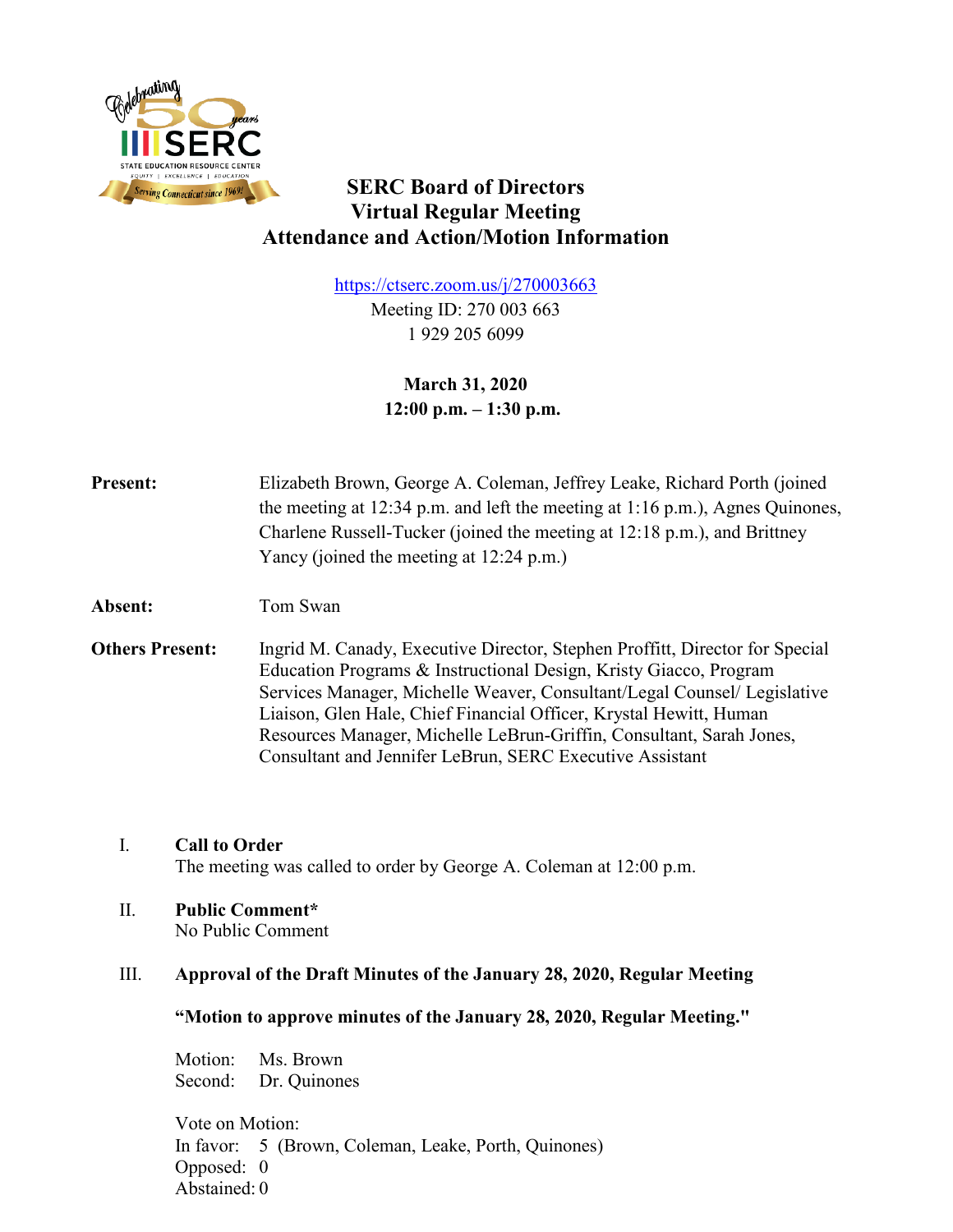# SERC Board of Directors
# Virtual Regular Meeting
# Attendance and Action/Motion Information

https://ctserc.zoom.us/j/270003663
Meeting ID: 270 003 663
1 929 205 6099

**March 31, 2020**
**12:00 p.m. – 1:30 p.m.**

**Present:** Elizabeth Brown, George A. Coleman, Jeffrey Leake, Richard Porth (joined the meeting at 12:34 p.m. and left the meeting at 1:16 p.m.), Agnes Quinones, Charlene Russell-Tucker (joined the meeting at 12:18 p.m.), and Brittney Yancy (joined the meeting at 12:24 p.m.)

**Absent:** Tom Swan

**Others Present:** Ingrid M. Canady, Executive Director, Stephen Proffitt, Director for Special Education Programs & Instructional Design, Kristy Giacco, Program Services Manager, Michelle Weaver, Consultant/Legal Counsel/ Legislative Liaison, Glen Hale, Chief Financial Officer, Krystal Hewitt, Human Resources Manager, Michelle LeBrun-Griffin, Consultant, Sarah Jones, Consultant and Jennifer LeBrun, SERC Executive Assistant

I. **Call to Order**
The meeting was called to order by George A. Coleman at 12:00 p.m.

II. **Public Comment***
No Public Comment

III. **Approval of the Draft Minutes of the January 28, 2020, Regular Meeting**

**"Motion to approve minutes of the January 28, 2020, Regular Meeting."**

Motion: Ms. Brown
Second: Dr. Quinones

Vote on Motion:
In favor: 5 (Brown, Coleman, Leake, Porth, Quinones)
Opposed: 0
Abstained: 0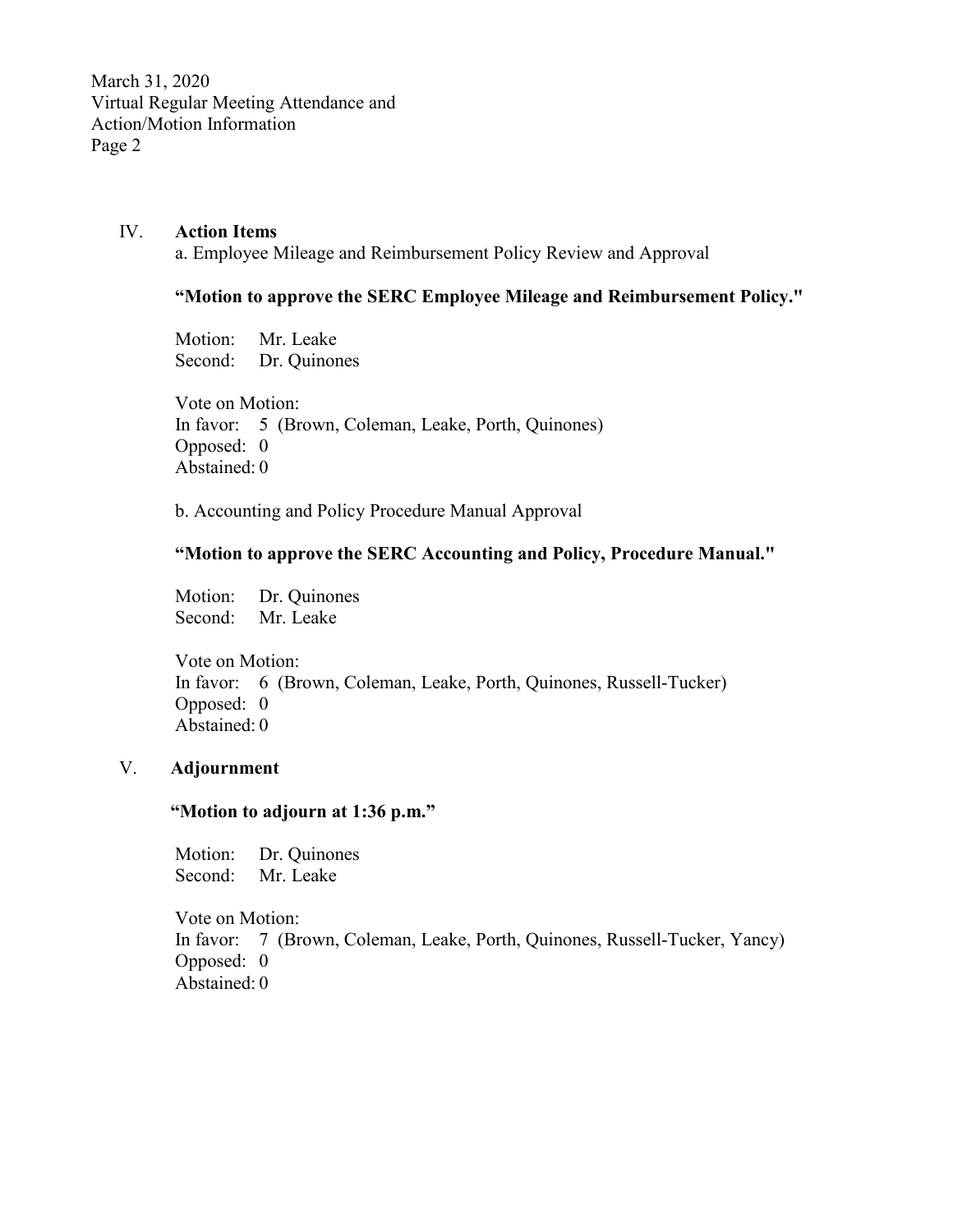## IV. Action Items

a. Employee Mileage and Reimbursement Policy Review and Approval

**"Motion to approve the SERC Employee Mileage and Reimbursement Policy."**

Motion: Mr. Leake
Second: Dr. Quinones

Vote on Motion:
In favor: 5 (Brown, Coleman, Leake, Porth, Quinones)
Opposed: 0
Abstained: 0

b. Accounting and Policy Procedure Manual Approval

**"Motion to approve the SERC Accounting and Policy, Procedure Manual."**

Motion: Dr. Quinones
Second: Mr. Leake

Vote on Motion:
In favor: 6 (Brown, Coleman, Leake, Porth, Quinones, Russell-Tucker)
Opposed: 0
Abstained: 0

## V. Adjournment

**"Motion to adjourn at 1:36 p.m."**

Motion: Dr. Quinones
Second: Mr. Leake

Vote on Motion:
In favor: 7 (Brown, Coleman, Leake, Porth, Quinones, Russell-Tucker, Yancy)
Opposed: 0
Abstained: 0